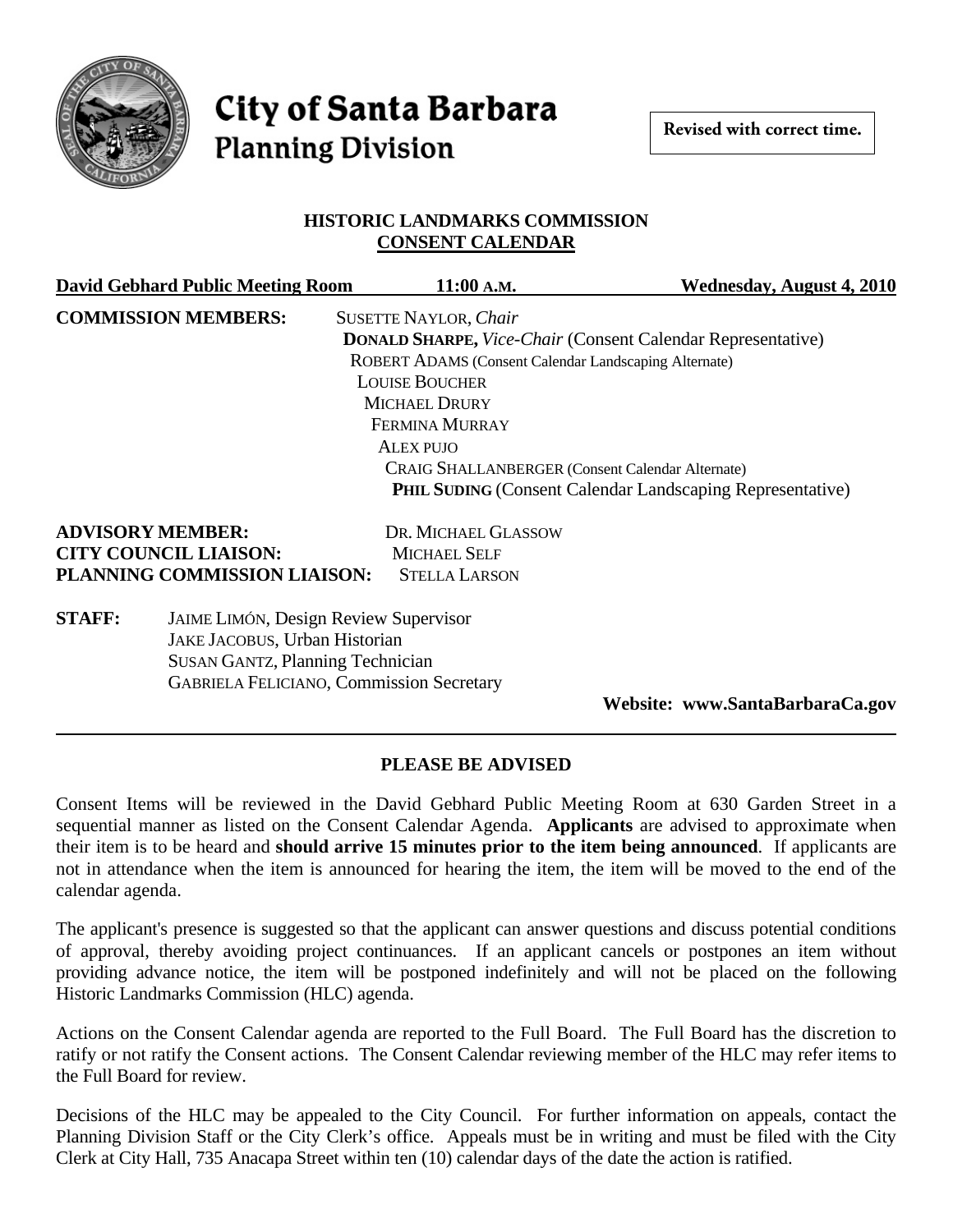# City of Santa Barbara
## Planning Division

**Revised with correct time.**

**HISTORIC LANDMARKS COMMISSION**
**CONSENT CALENDAR**

**David Gebhard Public Meeting Room** **11:00 A.M.** **Wednesday, August 4, 2010**

**COMMISSION MEMBERS:**

SUSETTE NAYLOR, *Chair*
**DONALD SHARPE,** *Vice-Chair* (Consent Calendar Representative)
ROBERT ADAMS (Consent Calendar Landscaping Alternate)
LOUISE BOUCHER
MICHAEL DRURY
FERMINA MURRAY
ALEX PUJO
CRAIG SHALLANBERGER (Consent Calendar Alternate)
**PHIL SUDING** (Consent Calendar Landscaping Representative)

**ADVISORY MEMBER:** DR. MICHAEL GLASSOW
**CITY COUNCIL LIAISON:** MICHAEL SELF
**PLANNING COMMISSION LIAISON:** STELLA LARSON

**STAFF:**
JAIME LIMÓN, Design Review Supervisor
JAKE JACOBUS, Urban Historian
SUSAN GANTZ, Planning Technician
GABRIELA FELICIANO, Commission Secretary

**Website: www.SantaBarbaraCa.gov**

---

**PLEASE BE ADVISED**

Consent Items will be reviewed in the David Gebhard Public Meeting Room at 630 Garden Street in a sequential manner as listed on the Consent Calendar Agenda. **Applicants** are advised to approximate when their item is to be heard and **should arrive 15 minutes prior to the item being announced**. If applicants are not in attendance when the item is announced for hearing the item, the item will be moved to the end of the calendar agenda.

The applicant's presence is suggested so that the applicant can answer questions and discuss potential conditions of approval, thereby avoiding project continuances. If an applicant cancels or postpones an item without providing advance notice, the item will be postponed indefinitely and will not be placed on the following Historic Landmarks Commission (HLC) agenda.

Actions on the Consent Calendar agenda are reported to the Full Board. The Full Board has the discretion to ratify or not ratify the Consent actions. The Consent Calendar reviewing member of the HLC may refer items to the Full Board for review.

Decisions of the HLC may be appealed to the City Council. For further information on appeals, contact the Planning Division Staff or the City Clerk's office. Appeals must be in writing and must be filed with the City Clerk at City Hall, 735 Anacapa Street within ten (10) calendar days of the date the action is ratified.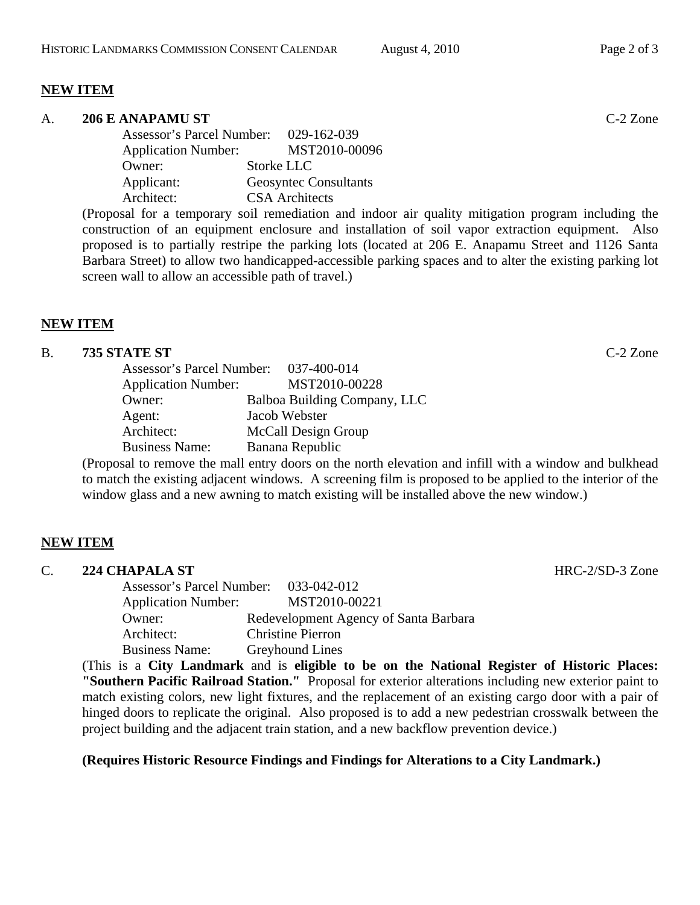**NEW ITEM**

A. **206 E ANAPAMU ST** C-2 Zone

Assessor's Parcel Number: 029-162-039
Application Number: MST2010-00096
Owner: Storke LLC
Applicant: Geosyntec Consultants
Architect: CSA Architects

(Proposal for a temporary soil remediation and indoor air quality mitigation program including the construction of an equipment enclosure and installation of soil vapor extraction equipment. Also proposed is to partially restripe the parking lots (located at 206 E. Anapamu Street and 1126 Santa Barbara Street) to allow two handicapped-accessible parking spaces and to alter the existing parking lot screen wall to allow an accessible path of travel.)

**NEW ITEM**

B. **735 STATE ST** C-2 Zone

Assessor's Parcel Number: 037-400-014
Application Number: MST2010-00228
Owner: Balboa Building Company, LLC
Agent: Jacob Webster
Architect: McCall Design Group
Business Name: Banana Republic

(Proposal to remove the mall entry doors on the north elevation and infill with a window and bulkhead to match the existing adjacent windows. A screening film is proposed to be applied to the interior of the window glass and a new awning to match existing will be installed above the new window.)

**NEW ITEM**

C. **224 CHAPALA ST** HRC-2/SD-3 Zone

Assessor's Parcel Number: 033-042-012
Application Number: MST2010-00221
Owner: Redevelopment Agency of Santa Barbara
Architect: Christine Pierron
Business Name: Greyhound Lines

(This is a **City Landmark** and is **eligible to be on the National Register of Historic Places: "Southern Pacific Railroad Station."** Proposal for exterior alterations including new exterior paint to match existing colors, new light fixtures, and the replacement of an existing cargo door with a pair of hinged doors to replicate the original. Also proposed is to add a new pedestrian crosswalk between the project building and the adjacent train station, and a new backflow prevention device.)

**(Requires Historic Resource Findings and Findings for Alterations to a City Landmark.)**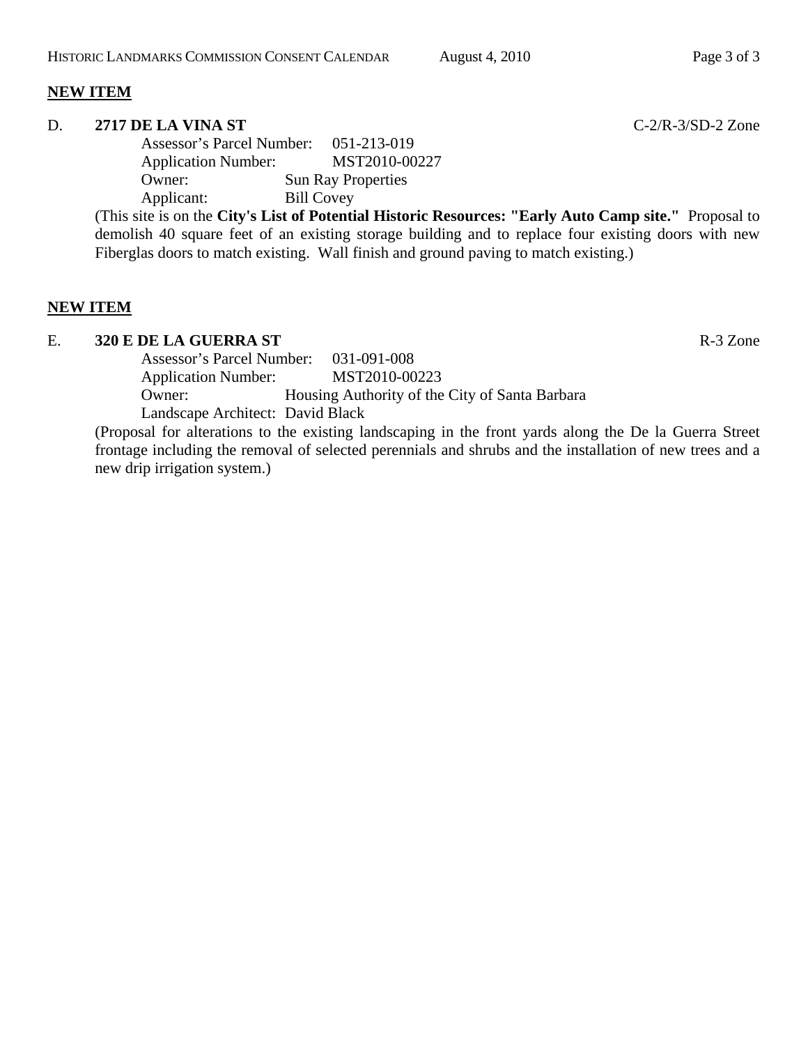**NEW ITEM**

D. **2717 DE LA VINA ST** C-2/R-3/SD-2 Zone

Assessor's Parcel Number: 051-213-019
Application Number: MST2010-00227
Owner: Sun Ray Properties
Applicant: Bill Covey

(This site is on the **City's List of Potential Historic Resources: "Early Auto Camp site."** Proposal to demolish 40 square feet of an existing storage building and to replace four existing doors with new Fiberglas doors to match existing. Wall finish and ground paving to match existing.)

**NEW ITEM**

E. **320 E DE LA GUERRA ST** R-3 Zone

Assessor's Parcel Number: 031-091-008
Application Number: MST2010-00223
Owner: Housing Authority of the City of Santa Barbara
Landscape Architect: David Black

(Proposal for alterations to the existing landscaping in the front yards along the De la Guerra Street frontage including the removal of selected perennials and shrubs and the installation of new trees and a new drip irrigation system.)